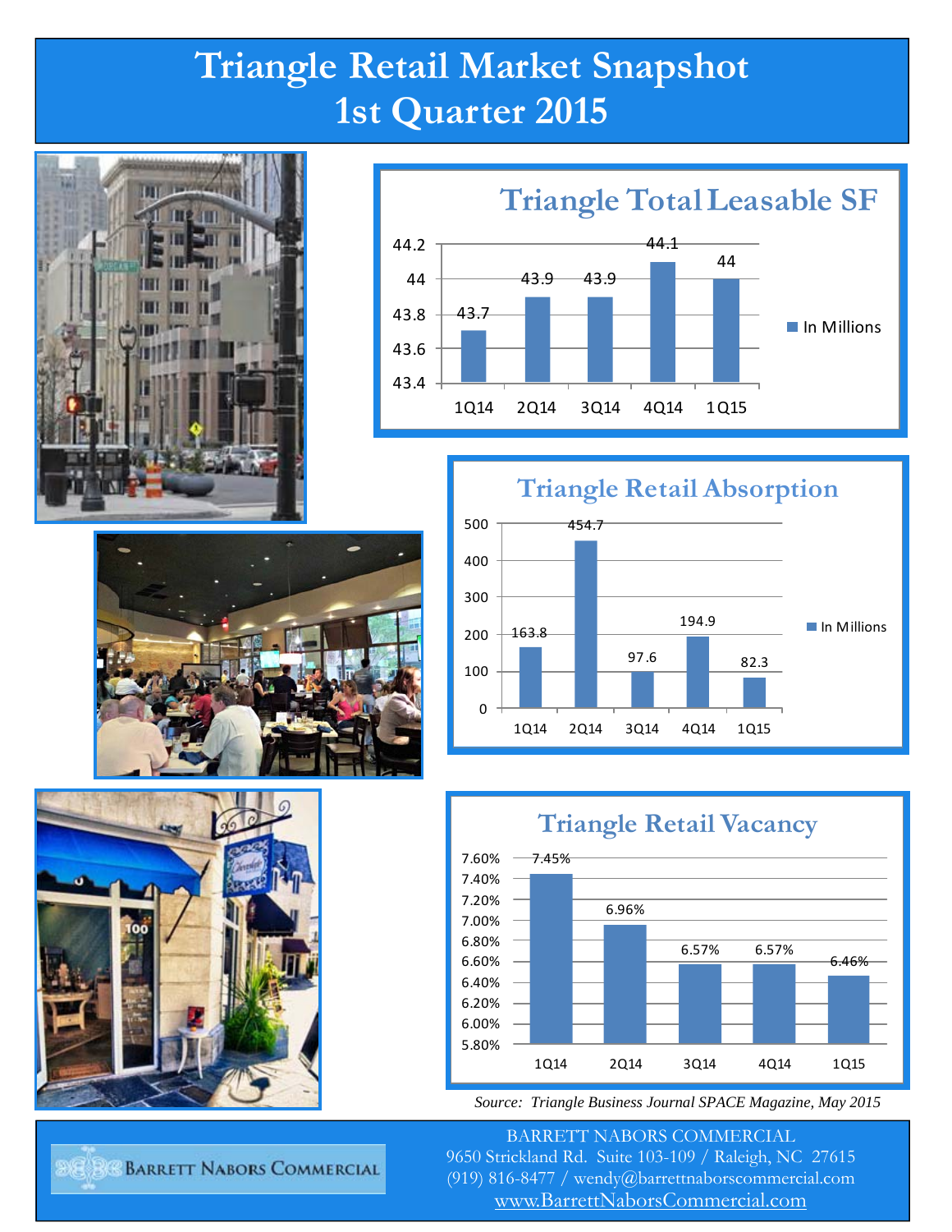# Triangle Retail Market Snapshot
# 1st Quarter 2015

## Triangle Total Leasable SF

| Quarter | In Millions |
|---|---|
| 1Q14 | 43.7 |
| 2Q14 | 43.9 |
| 3Q14 | 43.9 |
| 4Q14 | 44.1 |
| 1Q15 | 44 |

## Triangle Retail Absorption

| Quarter | In Millions |
|---|---|
| 1Q14 | 163.8 |
| 2Q14 | 454.7 |
| 3Q14 | 97.6 |
| 4Q14 | 194.9 |
| 1Q15 | 82.3 |

## Triangle Retail Vacancy

| Quarter | Vacancy |
|---|---|
| 1Q14 | 7.45% |
| 2Q14 | 6.96% |
| 3Q14 | 6.57% |
| 4Q14 | 6.57% |
| 1Q15 | 6.46% |

*Source: Triangle Business Journal SPACE Magazine, May 2015*

BARRETT NABORS COMMERCIAL
9650 Strickland Rd. Suite 103-109 / Raleigh, NC 27615
(919) 816-8477 / wendy@barrettnaborscommercial.com
www.BarrettNaborsCommercial.com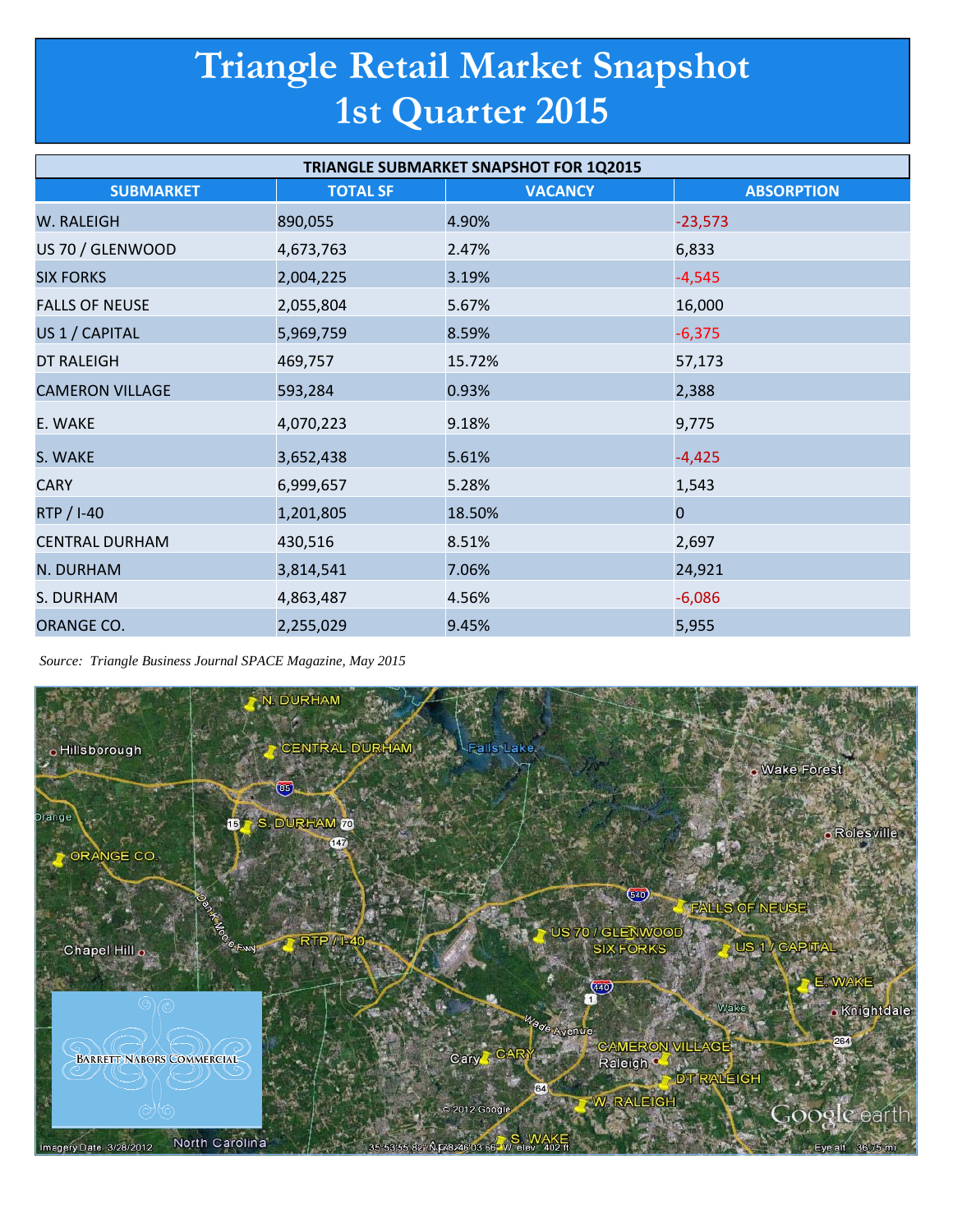# Triangle Retail Market Snapshot
# 1st Quarter 2015

| TRIANGLE SUBMARKET SNAPSHOT FOR 1Q2015 | | | |
|---|---|---|---|
| SUBMARKET | TOTAL SF | VACANCY | ABSORPTION |
| W. RALEIGH | 890,055 | 4.90% | -23,573 |
| US 70 / GLENWOOD | 4,673,763 | 2.47% | 6,833 |
| SIX FORKS | 2,004,225 | 3.19% | -4,545 |
| FALLS OF NEUSE | 2,055,804 | 5.67% | 16,000 |
| US 1 / CAPITAL | 5,969,759 | 8.59% | -6,375 |
| DT RALEIGH | 469,757 | 15.72% | 57,173 |
| CAMERON VILLAGE | 593,284 | 0.93% | 2,388 |
| E. WAKE | 4,070,223 | 9.18% | 9,775 |
| S. WAKE | 3,652,438 | 5.61% | -4,425 |
| CARY | 6,999,657 | 5.28% | 1,543 |
| RTP / I-40 | 1,201,805 | 18.50% | 0 |
| CENTRAL DURHAM | 430,516 | 8.51% | 2,697 |
| N. DURHAM | 3,814,541 | 7.06% | 24,921 |
| S. DURHAM | 4,863,487 | 4.56% | -6,086 |
| ORANGE CO. | 2,255,029 | 9.45% | 5,955 |

*Source: Triangle Business Journal SPACE Magazine, May 2015*

N. DURHAM
CENTRAL DURHAM
Falls Lake
Hillsborough
Wake Forest
S. DURHAM
Rolesville
ORANGE CO.
FALLS OF NEUSE
US 70 / GLENWOOD
SIX FORKS
US 1 / CAPITAL
RTP / I-40
Chapel Hill
E. WAKE
Knightdale
CAMERON VILLAGE
Raleigh
Cary
CARY
DT RALEIGH
W. RALEIGH
S. WAKE
BARRETT NABORS COMMERCIAL
North Carolina
Imagery Date: 3/28/2012
© 2012 Google
Google earth